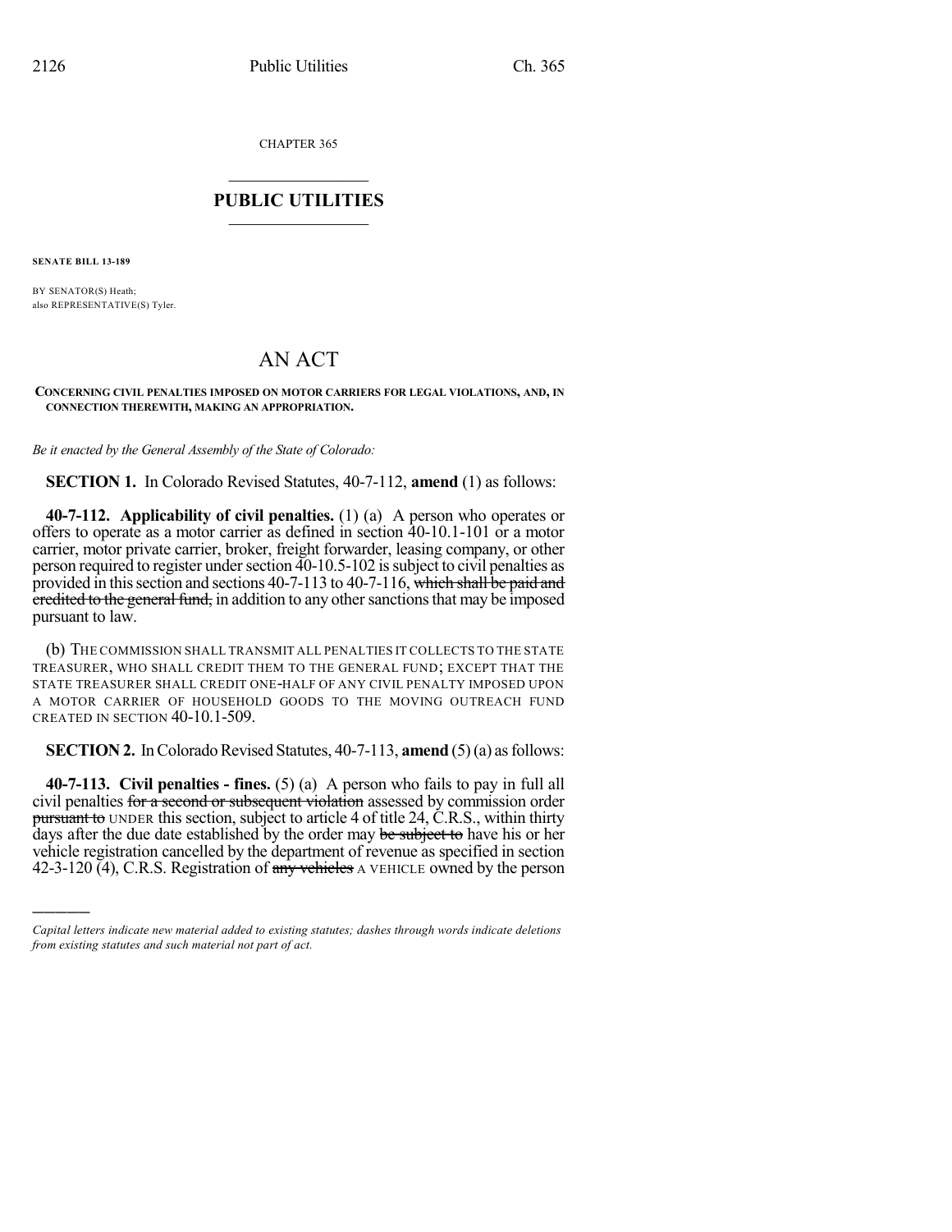CHAPTER 365

# PUBLIC UTILITIES

**SENATE BILL 13-189**

BY SENATOR(S) Heath;
also REPRESENTATIVE(S) Tyler.

# AN ACT

**CONCERNING CIVIL PENALTIES IMPOSED ON MOTOR CARRIERS FOR LEGAL VIOLATIONS, AND, IN CONNECTION THEREWITH, MAKING AN APPROPRIATION.**

*Be it enacted by the General Assembly of the State of Colorado:*

**SECTION 1.** In Colorado Revised Statutes, 40-7-112, **amend** (1) as follows:

**40-7-112. Applicability of civil penalties.** (1) (a) A person who operates or offers to operate as a motor carrier as defined in section 40-10.1-101 or a motor carrier, motor private carrier, broker, freight forwarder, leasing company, or other person required to register under section 40-10.5-102 is subject to civil penalties as provided in this section and sections 40-7-113 to 40-7-116, ~~which shall be paid and credited to the general fund,~~ in addition to any other sanctions that may be imposed pursuant to law.

(b) THE COMMISSION SHALL TRANSMIT ALL PENALTIES IT COLLECTS TO THE STATE TREASURER, WHO SHALL CREDIT THEM TO THE GENERAL FUND; EXCEPT THAT THE STATE TREASURER SHALL CREDIT ONE-HALF OF ANY CIVIL PENALTY IMPOSED UPON A MOTOR CARRIER OF HOUSEHOLD GOODS TO THE MOVING OUTREACH FUND CREATED IN SECTION 40-10.1-509.

**SECTION 2.** In Colorado Revised Statutes, 40-7-113, **amend** (5) (a) as follows:

**40-7-113. Civil penalties - fines.** (5) (a) A person who fails to pay in full all civil penalties ~~for a second or subsequent violation~~ assessed by commission order ~~pursuant to~~ UNDER this section, subject to article 4 of title 24, C.R.S., within thirty days after the due date established by the order may ~~be subject to~~ have his or her vehicle registration cancelled by the department of revenue as specified in section 42-3-120 (4), C.R.S. Registration of ~~any vehicles~~ A VEHICLE owned by the person

*Capital letters indicate new material added to existing statutes; dashes through words indicate deletions from existing statutes and such material not part of act.*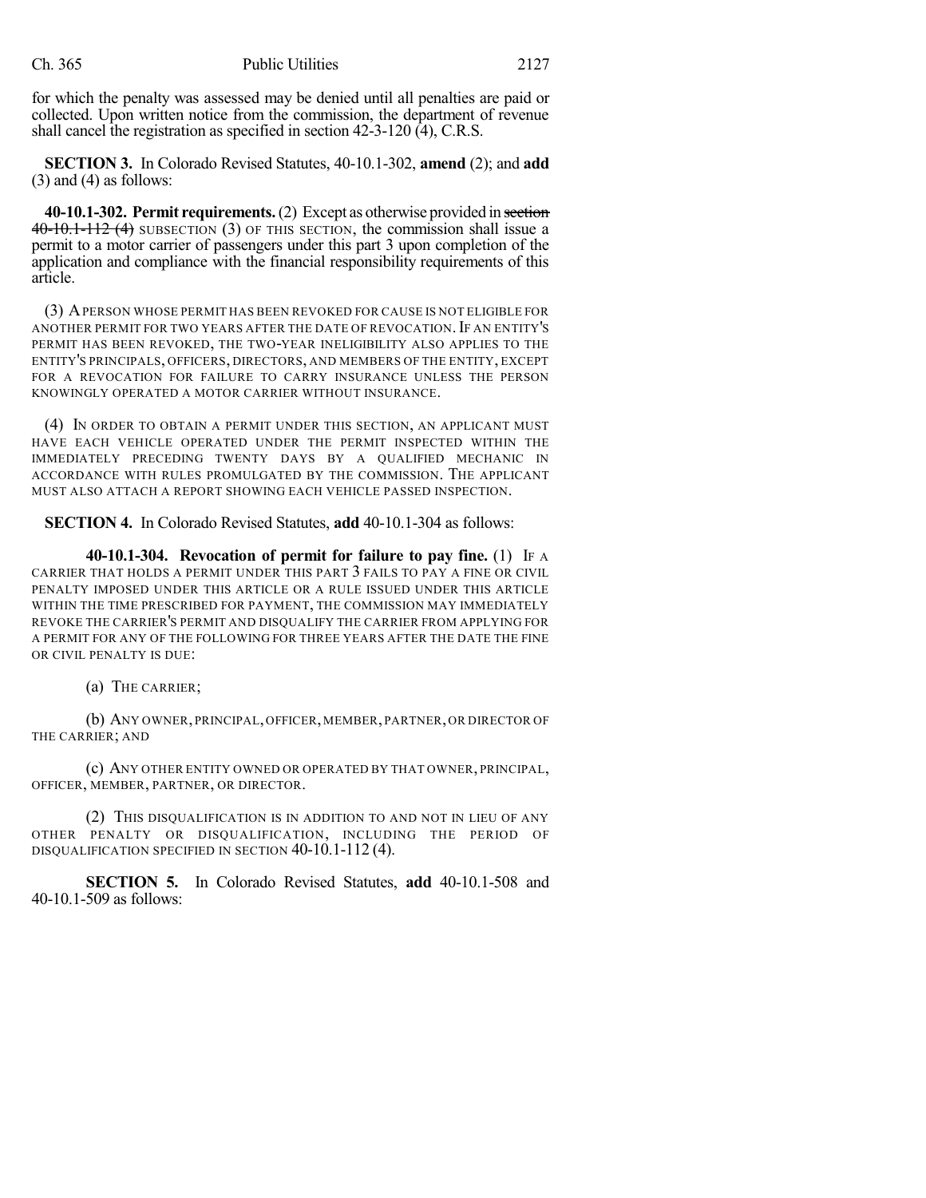for which the penalty was assessed may be denied until all penalties are paid or collected. Upon written notice from the commission, the department of revenue shall cancel the registration as specified in section 42-3-120 (4), C.R.S.

**SECTION 3.** In Colorado Revised Statutes, 40-10.1-302, **amend** (2); and **add** (3) and (4) as follows:

**40-10.1-302. Permit requirements.** (2) Except as otherwise provided in ~~section 40-10.1-112 (4)~~ SUBSECTION (3) OF THIS SECTION, the commission shall issue a permit to a motor carrier of passengers under this part 3 upon completion of the application and compliance with the financial responsibility requirements of this article.

(3) A PERSON WHOSE PERMIT HAS BEEN REVOKED FOR CAUSE IS NOT ELIGIBLE FOR ANOTHER PERMIT FOR TWO YEARS AFTER THE DATE OF REVOCATION. IF AN ENTITY'S PERMIT HAS BEEN REVOKED, THE TWO-YEAR INELIGIBILITY ALSO APPLIES TO THE ENTITY'S PRINCIPALS, OFFICERS, DIRECTORS, AND MEMBERS OF THE ENTITY, EXCEPT FOR A REVOCATION FOR FAILURE TO CARRY INSURANCE UNLESS THE PERSON KNOWINGLY OPERATED A MOTOR CARRIER WITHOUT INSURANCE.

(4) IN ORDER TO OBTAIN A PERMIT UNDER THIS SECTION, AN APPLICANT MUST HAVE EACH VEHICLE OPERATED UNDER THE PERMIT INSPECTED WITHIN THE IMMEDIATELY PRECEDING TWENTY DAYS BY A QUALIFIED MECHANIC IN ACCORDANCE WITH RULES PROMULGATED BY THE COMMISSION. THE APPLICANT MUST ALSO ATTACH A REPORT SHOWING EACH VEHICLE PASSED INSPECTION.

**SECTION 4.** In Colorado Revised Statutes, **add** 40-10.1-304 as follows:

**40-10.1-304. Revocation of permit for failure to pay fine.** (1) IF A CARRIER THAT HOLDS A PERMIT UNDER THIS PART 3 FAILS TO PAY A FINE OR CIVIL PENALTY IMPOSED UNDER THIS ARTICLE OR A RULE ISSUED UNDER THIS ARTICLE WITHIN THE TIME PRESCRIBED FOR PAYMENT, THE COMMISSION MAY IMMEDIATELY REVOKE THE CARRIER'S PERMIT AND DISQUALIFY THE CARRIER FROM APPLYING FOR A PERMIT FOR ANY OF THE FOLLOWING FOR THREE YEARS AFTER THE DATE THE FINE OR CIVIL PENALTY IS DUE:

(a) THE CARRIER;

(b) ANY OWNER, PRINCIPAL, OFFICER, MEMBER, PARTNER, OR DIRECTOR OF THE CARRIER; AND

(c) ANY OTHER ENTITY OWNED OR OPERATED BY THAT OWNER, PRINCIPAL, OFFICER, MEMBER, PARTNER, OR DIRECTOR.

(2) THIS DISQUALIFICATION IS IN ADDITION TO AND NOT IN LIEU OF ANY OTHER PENALTY OR DISQUALIFICATION, INCLUDING THE PERIOD OF DISQUALIFICATION SPECIFIED IN SECTION 40-10.1-112 (4).

**SECTION 5.** In Colorado Revised Statutes, **add** 40-10.1-508 and 40-10.1-509 as follows: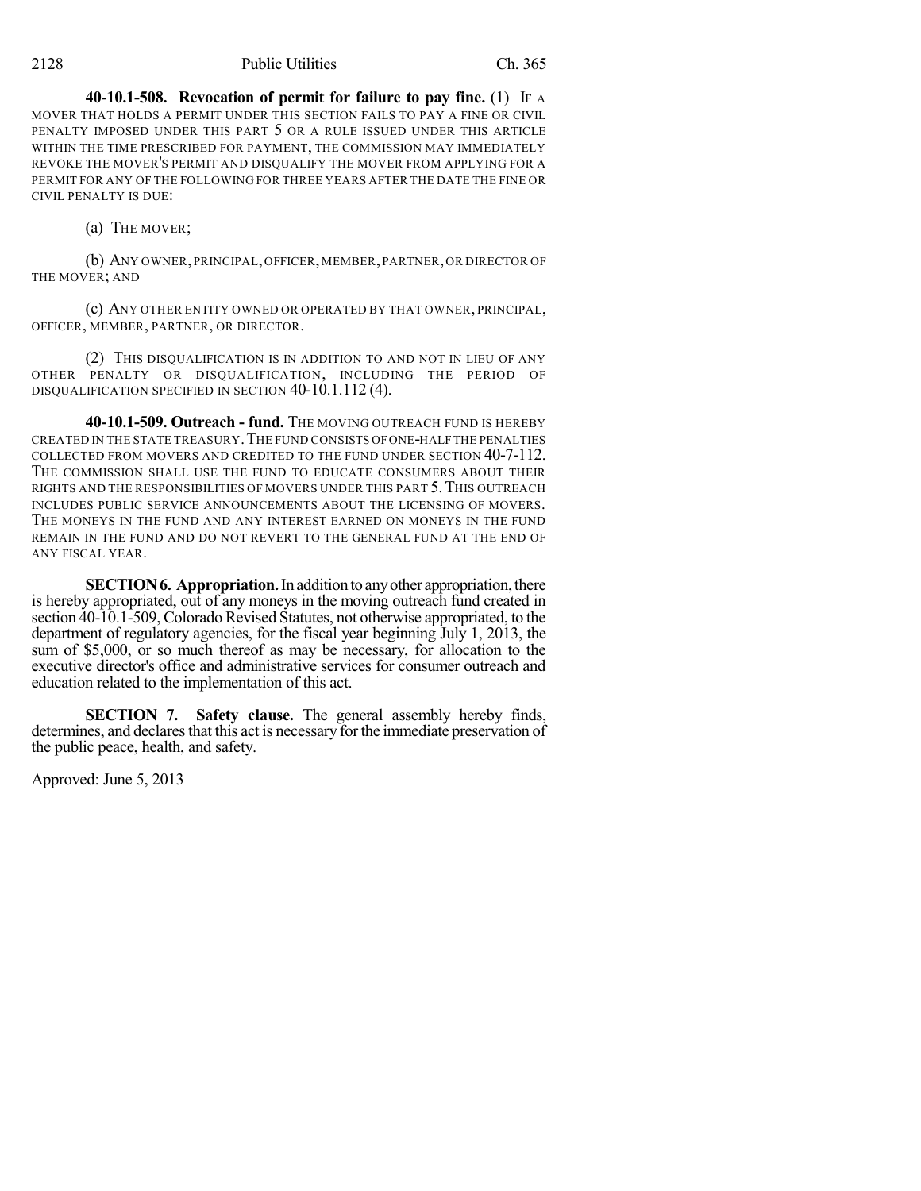**40-10.1-508. Revocation of permit for failure to pay fine.** (1) IF A MOVER THAT HOLDS A PERMIT UNDER THIS SECTION FAILS TO PAY A FINE OR CIVIL PENALTY IMPOSED UNDER THIS PART 5 OR A RULE ISSUED UNDER THIS ARTICLE WITHIN THE TIME PRESCRIBED FOR PAYMENT, THE COMMISSION MAY IMMEDIATELY REVOKE THE MOVER'S PERMIT AND DISQUALIFY THE MOVER FROM APPLYING FOR A PERMIT FOR ANY OF THE FOLLOWING FOR THREE YEARS AFTER THE DATE THE FINE OR CIVIL PENALTY IS DUE:

(a) THE MOVER;

(b) ANY OWNER, PRINCIPAL, OFFICER, MEMBER, PARTNER, OR DIRECTOR OF THE MOVER; AND

(c) ANY OTHER ENTITY OWNED OR OPERATED BY THAT OWNER, PRINCIPAL, OFFICER, MEMBER, PARTNER, OR DIRECTOR.

(2) THIS DISQUALIFICATION IS IN ADDITION TO AND NOT IN LIEU OF ANY OTHER PENALTY OR DISQUALIFICATION, INCLUDING THE PERIOD OF DISQUALIFICATION SPECIFIED IN SECTION 40-10.1-112 (4).

**40-10.1-509. Outreach - fund.** THE MOVING OUTREACH FUND IS HEREBY CREATED IN THE STATE TREASURY. THE FUND CONSISTS OF ONE-HALF THE PENALTIES COLLECTED FROM MOVERS AND CREDITED TO THE FUND UNDER SECTION 40-7-112. THE COMMISSION SHALL USE THE FUND TO EDUCATE CONSUMERS ABOUT THEIR RIGHTS AND THE RESPONSIBILITIES OF MOVERS UNDER THIS PART 5. THIS OUTREACH INCLUDES PUBLIC SERVICE ANNOUNCEMENTS ABOUT THE LICENSING OF MOVERS. THE MONEYS IN THE FUND AND ANY INTEREST EARNED ON MONEYS IN THE FUND REMAIN IN THE FUND AND DO NOT REVERT TO THE GENERAL FUND AT THE END OF ANY FISCAL YEAR.

**SECTION 6. Appropriation.** In addition to any other appropriation, there is hereby appropriated, out of any moneys in the moving outreach fund created in section 40-10.1-509, Colorado Revised Statutes, not otherwise appropriated, to the department of regulatory agencies, for the fiscal year beginning July 1, 2013, the sum of $5,000, or so much thereof as may be necessary, for allocation to the executive director's office and administrative services for consumer outreach and education related to the implementation of this act.

**SECTION 7. Safety clause.** The general assembly hereby finds, determines, and declares that this act is necessary for the immediate preservation of the public peace, health, and safety.

Approved: June 5, 2013